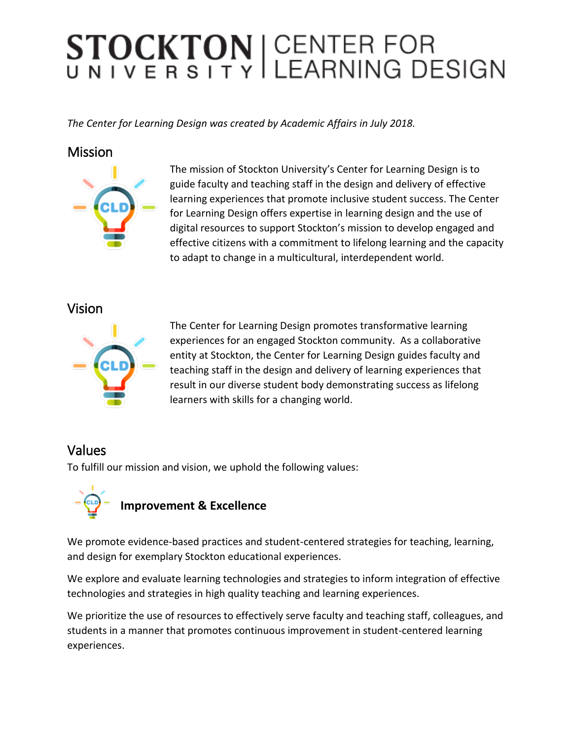# STOCKTON UNIVERSITY | CENTER FOR LEARNING DESIGN

*The Center for Learning Design was created by Academic Affairs in July 2018.*

## Mission

The mission of Stockton University's Center for Learning Design is to guide faculty and teaching staff in the design and delivery of effective learning experiences that promote inclusive student success. The Center for Learning Design offers expertise in learning design and the use of digital resources to support Stockton's mission to develop engaged and effective citizens with a commitment to lifelong learning and the capacity to adapt to change in a multicultural, interdependent world.

## Vision

The Center for Learning Design promotes transformative learning experiences for an engaged Stockton community. As a collaborative entity at Stockton, the Center for Learning Design guides faculty and teaching staff in the design and delivery of learning experiences that result in our diverse student body demonstrating success as lifelong learners with skills for a changing world.

## Values

To fulfill our mission and vision, we uphold the following values:

### Improvement & Excellence

We promote evidence-based practices and student-centered strategies for teaching, learning, and design for exemplary Stockton educational experiences.

We explore and evaluate learning technologies and strategies to inform integration of effective technologies and strategies in high quality teaching and learning experiences.

We prioritize the use of resources to effectively serve faculty and teaching staff, colleagues, and students in a manner that promotes continuous improvement in student-centered learning experiences.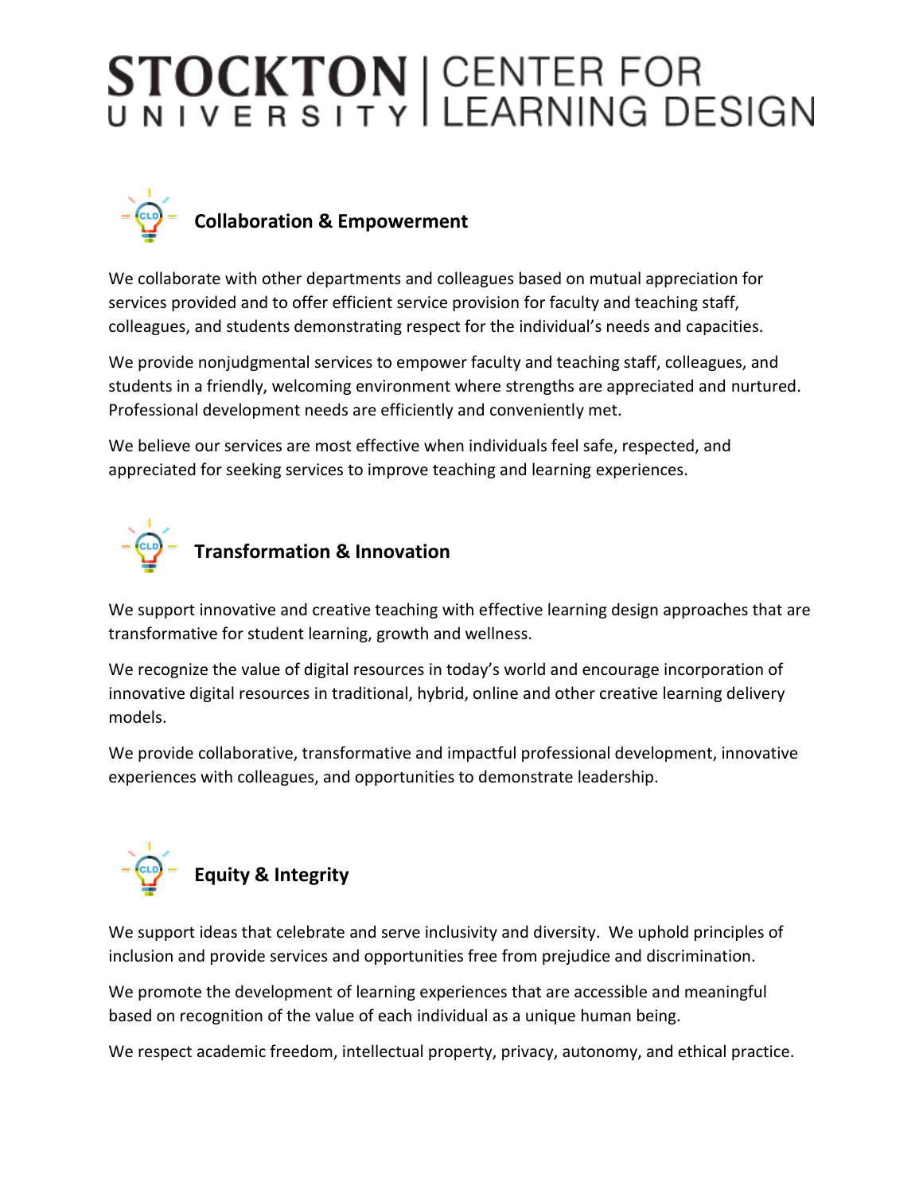# STOCKTON UNIVERSITY | CENTER FOR LEARNING DESIGN

## Collaboration & Empowerment

We collaborate with other departments and colleagues based on mutual appreciation for services provided and to offer efficient service provision for faculty and teaching staff, colleagues, and students demonstrating respect for the individual's needs and capacities.

We provide nonjudgmental services to empower faculty and teaching staff, colleagues, and students in a friendly, welcoming environment where strengths are appreciated and nurtured. Professional development needs are efficiently and conveniently met.

We believe our services are most effective when individuals feel safe, respected, and appreciated for seeking services to improve teaching and learning experiences.

## Transformation & Innovation

We support innovative and creative teaching with effective learning design approaches that are transformative for student learning, growth and wellness.

We recognize the value of digital resources in today's world and encourage incorporation of innovative digital resources in traditional, hybrid, online and other creative learning delivery models.

We provide collaborative, transformative and impactful professional development, innovative experiences with colleagues, and opportunities to demonstrate leadership.

## Equity & Integrity

We support ideas that celebrate and serve inclusivity and diversity. We uphold principles of inclusion and provide services and opportunities free from prejudice and discrimination.

We promote the development of learning experiences that are accessible and meaningful based on recognition of the value of each individual as a unique human being.

We respect academic freedom, intellectual property, privacy, autonomy, and ethical practice.